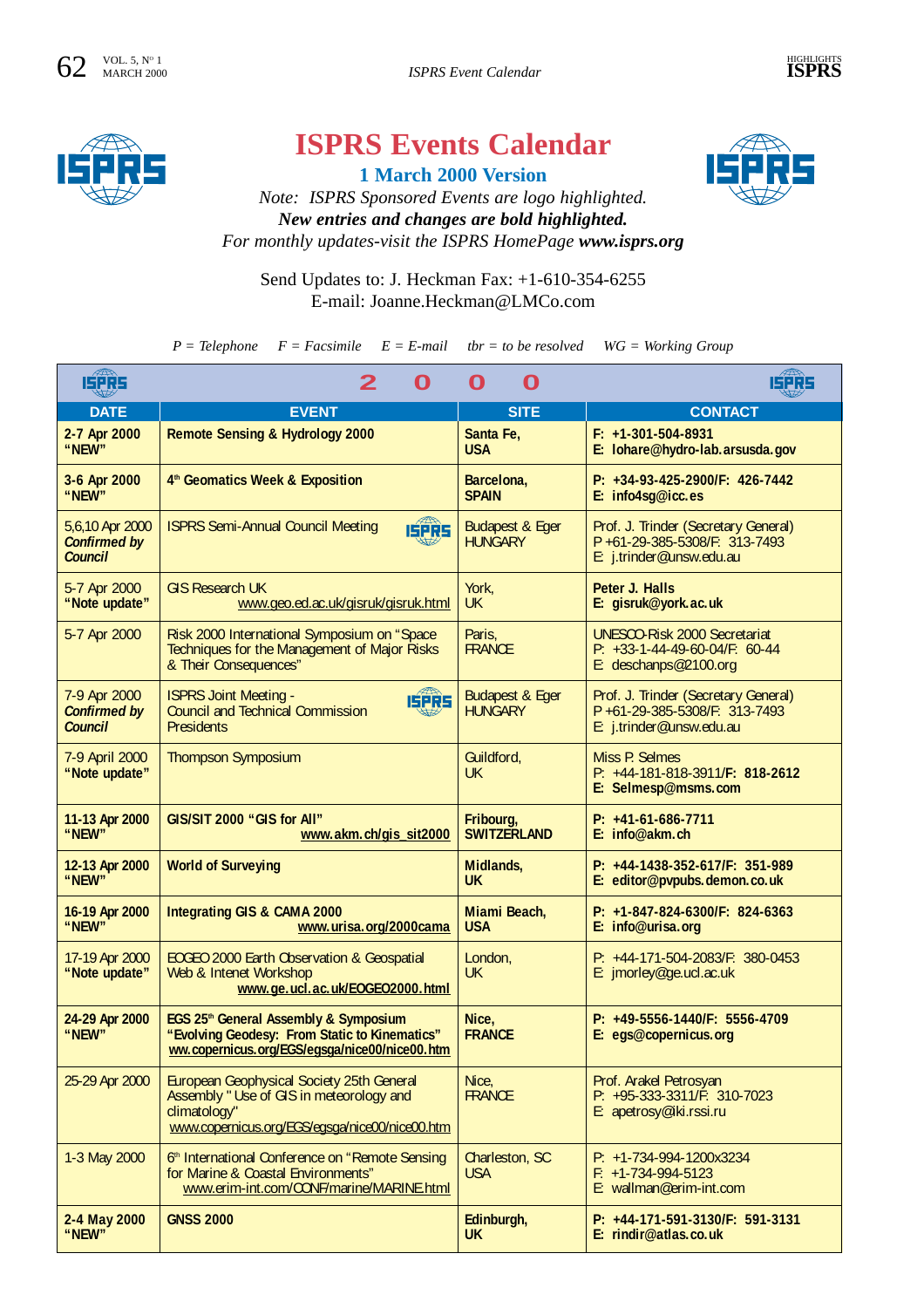# ISPRS Events Calendar

## 1 March 2000 Version

*Note: ISPRS Sponsored Events are logo highlighted.*
***New entries and changes are bold highlighted.***
*For monthly updates-visit the ISPRS HomePage **www.isprs.org***

Send Updates to: J. Heckman Fax: +1-610-354-6255
E-mail: Joanne.Heckman@LMCo.com

*P = Telephone F = Facsimile E = E-mail tbr = to be resolved WG = Working Group*

| DATE | EVENT | SITE | CONTACT |
|---|---|---|---|
| **2-7 Apr 2000 "NEW"** | **Remote Sensing & Hydrology 2000** | **Santa Fe, USA** | **F: +1-301-504-8931 E: lohare@hydro-lab.arsusda.gov** |
| **3-6 Apr 2000 "NEW"** | **4th Geomatics Week & Exposition** | **Barcelona, SPAIN** | **P: +34-93-425-2900/F: 426-7442 E: info4sg@icc.es** |
| 5,6,10 Apr 2000 ***Confirmed by Council*** | ISPRS Semi-Annual Council Meeting | Budapest & Eger HUNGARY | Prof. J. Trinder (Secretary General) P +61-29-385-5308/F: 313-7493 E: j.trinder@unsw.edu.au |
| 5-7 Apr 2000 **"Note update"** | GIS Research UK www.geo.ed.ac.uk/gisruk/gisruk.html | York, UK | **Peter J. Halls E: gisruk@york.ac.uk** |
| 5-7 Apr 2000 | Risk 2000 International Symposium on "Space Techniques for the Management of Major Risks & Their Consequences" | Paris, FRANCE | UNESCO-Risk 2000 Secretariat P: +33-1-44-49-60-04/F: 60-44 E: deschanps@2100.org |
| 7-9 Apr 2000 ***Confirmed by Council*** | ISPRS Joint Meeting - Council and Technical Commission Presidents | Budapest & Eger HUNGARY | Prof. J. Trinder (Secretary General) P +61-29-385-5308/F: 313-7493 E: j.trinder@unsw.edu.au |
| 7-9 April 2000 **"Note update"** | Thompson Symposium | Guildford, UK | Miss P. Selmes P: +44-181-818-3911/**F: 818-2612 E: Selmesp@msms.com** |
| **11-13 Apr 2000 "NEW"** | **GIS/SIT 2000 "GIS for All" www.akm.ch/gis_sit2000** | **Fribourg, SWITZERLAND** | **P: +41-61-686-7711 E: info@akm.ch** |
| **12-13 Apr 2000 "NEW"** | **World of Surveying** | **Midlands, UK** | **P: +44-1438-352-617/F: 351-989 E: editor@pvpubs.demon.co.uk** |
| **16-19 Apr 2000 "NEW"** | **Integrating GIS & CAMA 2000 www.urisa.org/2000cama** | **Miami Beach, USA** | **P: +1-847-824-6300/F: 824-6363 E: info@urisa.org** |
| 17-19 Apr 2000 **"Note update"** | EOGEO 2000 Earth Observation & Geospatial Web & Intenet Workshop **www.ge.ucl.ac.uk/EOGEO2000.html** | London, UK | P: +44-171-504-2083/F: 380-0453 E: jmorley@ge.ucl.ac.uk |
| **24-29 Apr 2000 "NEW"** | **EGS 25th General Assembly & Symposium "Evolving Geodesy: From Static to Kinematics" ww.copernicus.org/EGS/egsga/nice00/nice00.htm** | **Nice, FRANCE** | **P: +49-5556-1440/F: 5556-4709 E: egs@copernicus.org** |
| 25-29 Apr 2000 | European Geophysical Society 25th General Assembly " Use of GIS in meteorology and climatology" www.copernicus.org/EGS/egsga/nice00/nice00.htm | Nice, FRANCE | Prof. Arakel Petrosyan P: +95-333-3311/F: 310-7023 E: apetrosy@iki.rssi.ru |
| 1-3 May 2000 | 6th International Conference on "Remote Sensing for Marine & Coastal Environments" www.erim-int.com/CONF/marine/MARINE.html | Charleston, SC USA | P: +1-734-994-1200x3234 F: +1-734-994-5123 E: wallman@erim-int.com |
| **2-4 May 2000 "NEW"** | **GNSS 2000** | **Edinburgh, UK** | **P: +44-171-591-3130/F: 591-3131 E: rindir@atlas.co.uk** |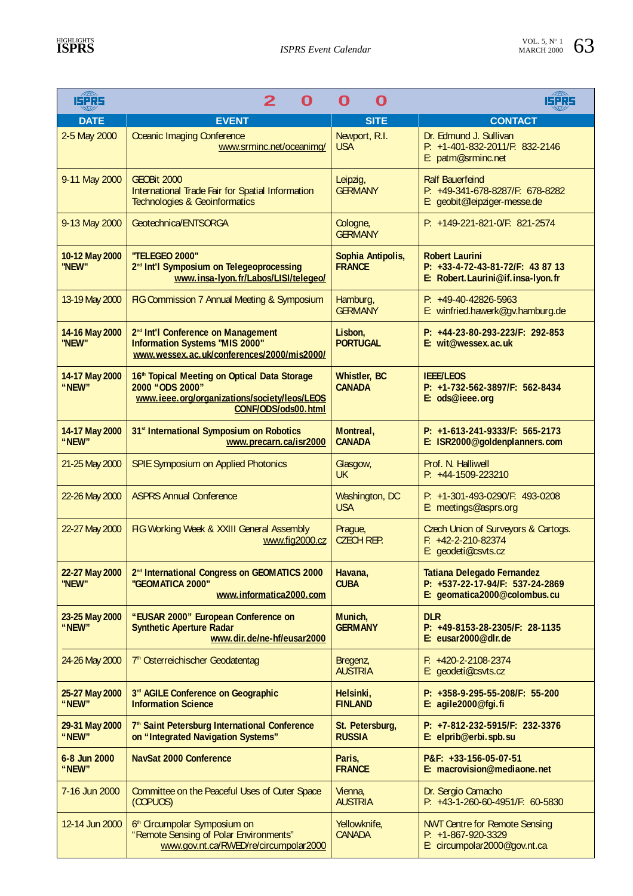| DATE | EVENT | SITE | CONTACT |
|---|---|---|---|
| **2 0 0 0** | | | |
| 2-5 May 2000 | Oceanic Imaging Conference www.srminc.net/oceanimg/ | Newport, R.I. USA | Dr. Edmund J. Sullivan P: +1-401-832-2011/F: 832-2146 E: patm@srminc.net |
| 9-11 May 2000 | GEOBit 2000 International Trade Fair for Spatial Information Technologies & Geoinformatics | Leipzig, GERMANY | Ralf Bauerfeind P: +49-341-678-8287/F: 678-8282 E: geobit@leipziger-messe.de |
| 9-13 May 2000 | Geotechnica/ENTSORGA | Cologne, GERMANY | P: +149-221-821-0/F: 821-2574 |
| **10-12 May 2000 "NEW"** | **"TELEGEO 2000" 2[nd] Int'l Symposium on Telegeoprocessing www.insa-lyon.fr/Labos/LISI/telegeo/** | **Sophia Antipolis, FRANCE** | **Robert Laurini P: +33-4-72-43-81-72/F: 43 87 13 E: Robert.Laurini@if.insa-lyon.fr** |
| 13-19 May 2000 | FIG Commission 7 Annual Meeting & Symposium | Hamburg, GERMANY | P: +49-40-42826-5963 E: winfried.hawerk@gv.hamburg.de |
| **14-16 May 2000 "NEW"** | **2[nd] Int'l Conference on Management Information Systems "MIS 2000" www.wessex.ac.uk/conferences/2000/mis2000/** | **Lisbon, PORTUGAL** | **P: +44-23-80-293-223/F: 292-853 E: wit@wessex.ac.uk** |
| **14-17 May 2000 "NEW"** | **16[th] Topical Meeting on Optical Data Storage 2000 "ODS 2000" www.ieee.org/organizations/society/leos/LEOS CONF/ODS/ods00.html** | **Whistler, BC CANADA** | **IEEE/LEOS P: +1-732-562-3897/F: 562-8434 E: ods@ieee.org** |
| **14-17 May 2000 "NEW"** | **31[st] International Symposium on Robotics www.precarn.ca/isr2000** | **Montreal, CANADA** | **P: +1-613-241-9333/F: 565-2173 E: ISR2000@goldenplanners.com** |
| 21-25 May 2000 | SPIE Symposium on Applied Photonics | Glasgow, UK | Prof. N. Halliwell P: +44-1509-223210 |
| 22-26 May 2000 | ASPRS Annual Conference | Washington, DC USA | P: +1-301-493-0290/F: 493-0208 E: meetings@asprs.org |
| 22-27 May 2000 | FIG Working Week & XXIII General Assembly www.fig2000.cz | Prague, CZECH REP. | Czech Union of Surveyors & Cartogs. F: +42-2-210-82374 E: geodeti@csvts.cz |
| **22-27 May 2000 "NEW"** | **2[nd] International Congress on GEOMATICS 2000 "GEOMATICA 2000" www.informatica2000.com** | **Havana, CUBA** | **Tatiana Delegado Fernandez P: +537-22-17-94/F: 537-24-2869 E: geomatica2000@colombus.cu** |
| **23-25 May 2000 "NEW"** | **"EUSAR 2000" European Conference on Synthetic Aperture Radar www.dir.de/ne-hf/eusar2000** | **Munich, GERMANY** | **DLR P: +49-8153-28-2305/F: 28-1135 E: eusar2000@dlr.de** |
| 24-26 May 2000 | 7[th] Osterreichischer Geodatentag | Bregenz, AUSTRIA | F: +420-2-2108-2374 E: geodeti@csvts.cz |
| **25-27 May 2000 "NEW"** | **3[rd] AGILE Conference on Geographic Information Science** | **Helsinki, FINLAND** | **P: +358-9-295-55-208/F: 55-200 E: agile2000@fgi.fi** |
| **29-31 May 2000 "NEW"** | **7[th] Saint Petersburg International Conference on "Integrated Navigation Systems"** | **St. Petersburg, RUSSIA** | **P: +7-812-232-5915/F: 232-3376 E: elprib@erbi.spb.su** |
| **6-8 Jun 2000 "NEW"** | **NavSat 2000 Conference** | **Paris, FRANCE** | **P&F: +33-156-05-07-51 E: macrovision@mediaone.net** |
| 7-16 Jun 2000 | Committee on the Peaceful Uses of Outer Space (COPUOS) | Vienna, AUSTRIA | Dr. Sergio Camacho P: +43-1-260-60-4951/F: 60-5830 |
| 12-14 Jun 2000 | 6[th] Circumpolar Symposium on "Remote Sensing of Polar Environments" www.gov.nt.ca/RWED/re/circumpolar2000 | Yellowknife, CANADA | NWT Centre for Remote Sensing P: +1-867-920-3329 E: circumpolar2000@gov.nt.ca |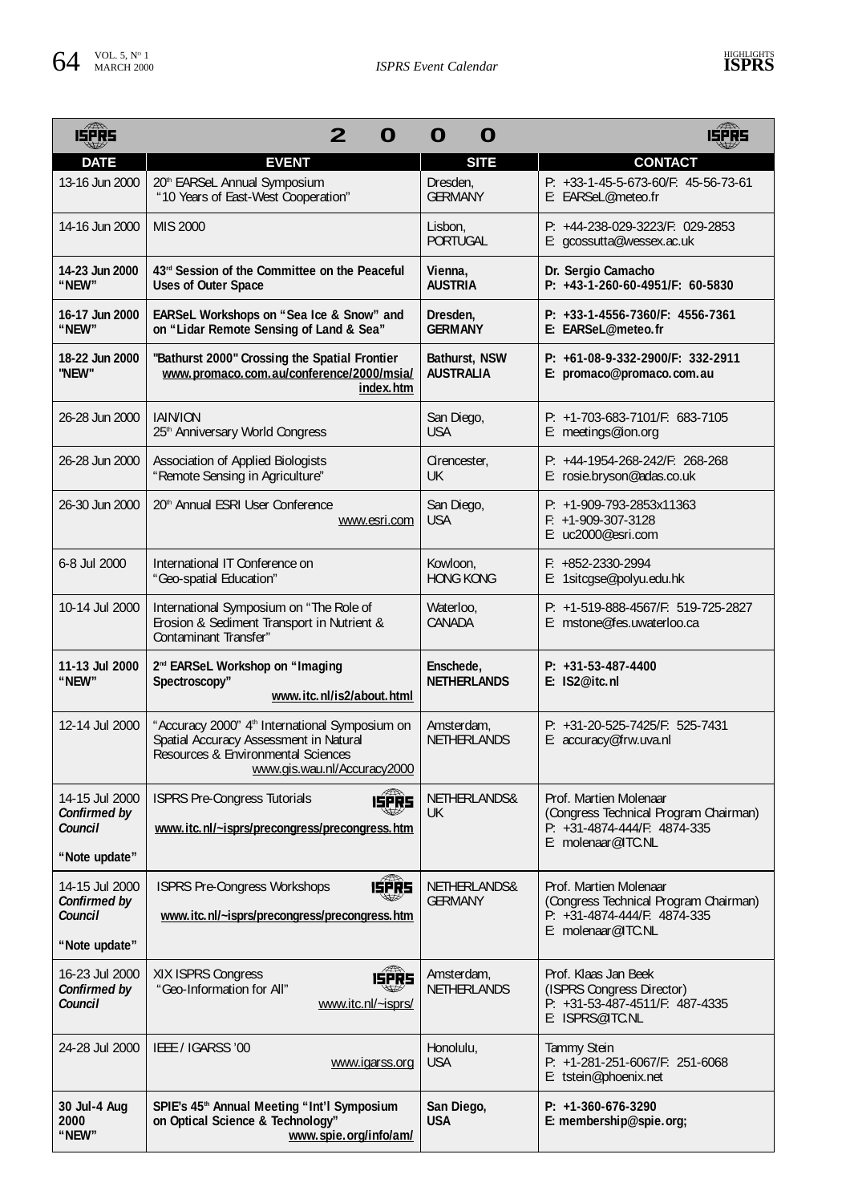| ISPRS | 2 0 0 0 | | ISPRS |
|---|---|---|---|
| **DATE** | **EVENT** | **SITE** | **CONTACT** |
| 13-16 Jun 2000 | 20th EARSeL Annual Symposium "10 Years of East-West Cooperation" | Dresden, GERMANY | P: +33-1-45-5-673-60/F: 45-56-73-61 E: EARSeL@meteo.fr |
| 14-16 Jun 2000 | MIS 2000 | Lisbon, PORTUGAL | P: +44-238-029-3223/F: 029-2853 E: gcossutta@wessex.ac.uk |
| **14-23 Jun 2000 "NEW"** | **43rd Session of the Committee on the Peaceful Uses of Outer Space** | **Vienna, AUSTRIA** | **Dr. Sergio Camacho P: +43-1-260-60-4951/F: 60-5830** |
| **16-17 Jun 2000 "NEW"** | **EARSeL Workshops on "Sea Ice & Snow" and on "Lidar Remote Sensing of Land & Sea"** | **Dresden, GERMANY** | **P: +33-1-4556-7360/F: 4556-7361 E: EARSeL@meteo.fr** |
| **18-22 Jun 2000 "NEW"** | **"Bathurst 2000" Crossing the Spatial Frontier www.promaco.com.au/conference/2000/msia/index.htm** | **Bathurst, NSW AUSTRALIA** | **P: +61-08-9-332-2900/F: 332-2911 E: promaco@promaco.com.au** |
| 26-28 Jun 2000 | IAIN/ION 25th Anniversary World Congress | San Diego, USA | P: +1-703-683-7101/F: 683-7105 E: meetings@ion.org |
| 26-28 Jun 2000 | Association of Applied Biologists "Remote Sensing in Agriculture" | Cirencester, UK | P: +44-1954-268-242/F: 268-268 E: rosie.bryson@adas.co.uk |
| 26-30 Jun 2000 | 20th Annual ESRI User Conference www.esri.com | San Diego, USA | P: +1-909-793-2853x11363 F: +1-909-307-3128 E: uc2000@esri.com |
| 6-8 Jul 2000 | International IT Conference on "Geo-spatial Education" | Kowloon, HONG KONG | F: +852-2330-2994 E: 1sitcgse@polyu.edu.hk |
| 10-14 Jul 2000 | International Symposium on "The Role of Erosion & Sediment Transport in Nutrient & Contaminant Transfer" | Waterloo, CANADA | P: +1-519-888-4567/F: 519-725-2827 E: mstone@fes.uwaterloo.ca |
| **11-13 Jul 2000 "NEW"** | **2nd EARSeL Workshop on "Imaging Spectroscopy" www.itc.nl/is2/about.html** | **Enschede, NETHERLANDS** | **P: +31-53-487-4400 E: IS2@itc.nl** |
| 12-14 Jul 2000 | "Accuracy 2000" 4th International Symposium on Spatial Accuracy Assessment in Natural Resources & Environmental Sciences www.gis.wau.nl/Accuracy2000 | Amsterdam, NETHERLANDS | P: +31-20-525-7425/F: 525-7431 E: accuracy@frw.uva.nl |
| 14-15 Jul 2000 ***Confirmed by Council*** **"Note update"** | ISPRS Pre-Congress Tutorials **www.itc.nl/~isprs/precongress/precongress.htm** | NETHERLANDS& UK | Prof. Martien Molenaar (Congress Technical Program Chairman) P: +31-4874-444/F: 4874-335 E: molenaar@ITC.NL |
| 14-15 Jul 2000 ***Confirmed by Council*** **"Note update"** | ISPRS Pre-Congress Workshops **www.itc.nl/~isprs/precongress/precongress.htm** | NETHERLANDS& GERMANY | Prof. Martien Molenaar (Congress Technical Program Chairman) P: +31-4874-444/F: 4874-335 E: molenaar@ITC.NL |
| 16-23 Jul 2000 ***Confirmed by Council*** | XIX ISPRS Congress "Geo-Information for All" www.itc.nl/~isprs/ | Amsterdam, NETHERLANDS | Prof. Klaas Jan Beek (ISPRS Congress Director) P: +31-53-487-4511/F: 487-4335 E: ISPRS@ITC.NL |
| 24-28 Jul 2000 | IEEE / IGARSS '00 www.igarss.org | Honolulu, USA | Tammy Stein P: +1-281-251-6067/F: 251-6068 E: tstein@phoenix.net |
| **30 Jul-4 Aug 2000 "NEW"** | **SPIE's 45th Annual Meeting "Int'l Symposium on Optical Science & Technology" www.spie.org/info/am/** | **San Diego, USA** | **P: +1-360-676-3290 E: membership@spie.org;** |